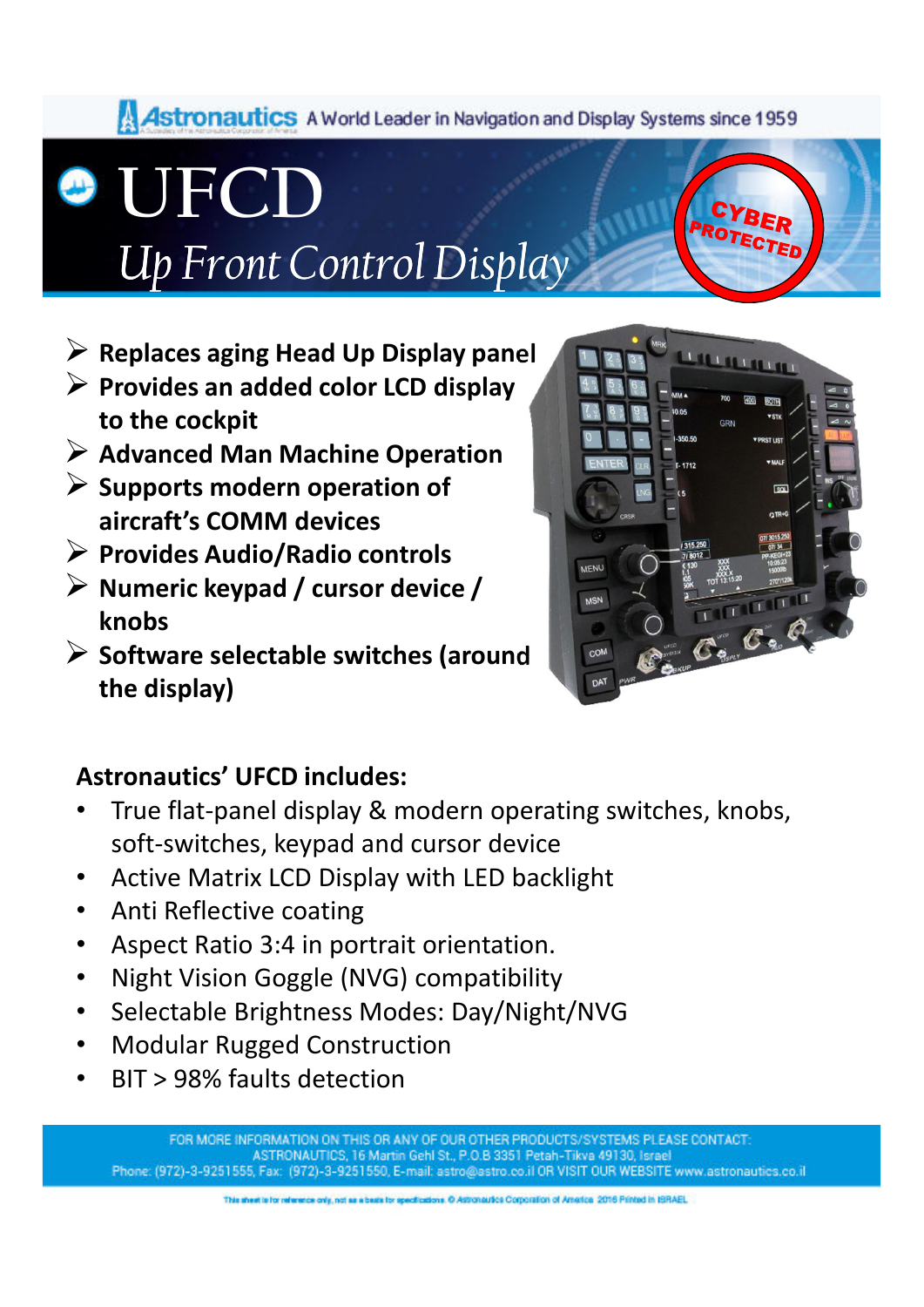Astronautics A World Leader in Navigation and Display Systems since 1959

# UFCD

## *Up Front Control Display*

CYBER PROTECTED

- **Replaces aging Head Up Display panel**
- **Provides an added color LCD display to the cockpit**
- **Advanced Man Machine Operation**
- **Supports modern operation of aircraft's COMM devices**
- **Provides Audio/Radio controls**
- **Numeric keypad / cursor device / knobs**
- **Software selectable switches (around the display)**

### Astronautics' UFCD includes:

- True flat-panel display & modern operating switches, knobs, soft-switches, keypad and cursor device
- Active Matrix LCD Display with LED backlight
- Anti Reflective coating
- Aspect Ratio 3:4 in portrait orientation.
- Night Vision Goggle (NVG) compatibility
- Selectable Brightness Modes: Day/Night/NVG
- Modular Rugged Construction
- BIT > 98% faults detection

FOR MORE INFORMATION ON THIS OR ANY OF OUR OTHER PRODUCTS/SYSTEMS PLEASE CONTACT:
ASTRONAUTICS, 16 Martin Gehl St., P.O.B 3351 Petah-Tikva 49130, Israel
Phone: (972)-3-9251555, Fax: (972)-3-9251550, E-mail: astro@astro.co.il OR VISIT OUR WEBSITE www.astronautics.co.il

This sheet is for reference only, not as a basis for specifications. © Astronautics Corporation of America 2016 Printed in ISRAEL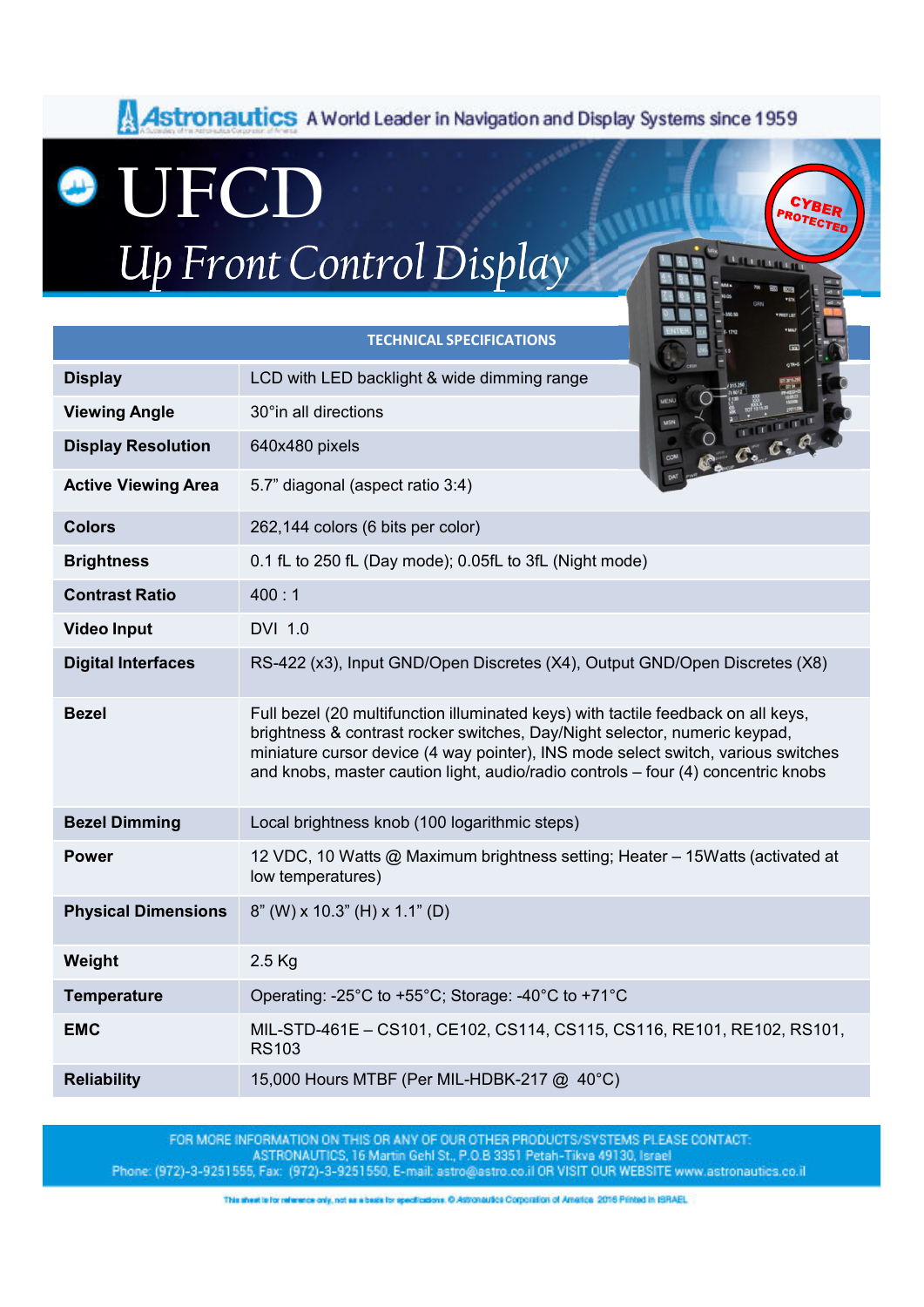Astronautics A World Leader in Navigation and Display Systems since 1959

# UFCD

## *Up Front Control Display*

CYBER PROTECTED

| TECHNICAL SPECIFICATIONS | |
|---|---|
| **Display** | LCD with LED backlight & wide dimming range |
| **Viewing Angle** | 30°in all directions |
| **Display Resolution** | 640x480 pixels |
| **Active Viewing Area** | 5.7" diagonal (aspect ratio 3:4) |
| **Colors** | 262,144 colors (6 bits per color) |
| **Brightness** | 0.1 fL to 250 fL (Day mode); 0.05fL to 3fL (Night mode) |
| **Contrast Ratio** | 400 : 1 |
| **Video Input** | DVI 1.0 |
| **Digital Interfaces** | RS-422 (x3), Input GND/Open Discretes (X4), Output GND/Open Discretes (X8) |
| **Bezel** | Full bezel (20 multifunction illuminated keys) with tactile feedback on all keys, brightness & contrast rocker switches, Day/Night selector, numeric keypad, miniature cursor device (4 way pointer), INS mode select switch, various switches and knobs, master caution light, audio/radio controls – four (4) concentric knobs |
| **Bezel Dimming** | Local brightness knob (100 logarithmic steps) |
| **Power** | 12 VDC, 10 Watts @ Maximum brightness setting; Heater – 15Watts (activated at low temperatures) |
| **Physical Dimensions** | 8" (W) x 10.3" (H) x 1.1" (D) |
| **Weight** | 2.5 Kg |
| **Temperature** | Operating: -25°C to +55°C; Storage: -40°C to +71°C |
| **EMC** | MIL-STD-461E – CS101, CE102, CS114, CS115, CS116, RE101, RE102, RS101, RS103 |
| **Reliability** | 15,000 Hours MTBF (Per MIL-HDBK-217 @ 40°C) |

FOR MORE INFORMATION ON THIS OR ANY OF OUR OTHER PRODUCTS/SYSTEMS PLEASE CONTACT:
ASTRONAUTICS, 16 Martin Gehl St., P.O.B 3351 Petah-Tikva 49130, Israel
Phone: (972)-3-9251555, Fax: (972)-3-9251550, E-mail: astro@astro.co.il OR VISIT OUR WEBSITE www.astronautics.co.il

This sheet is for reference only, not as a basis for specifications. © Astronautics Corporation of America 2016 Printed in ISRAEL